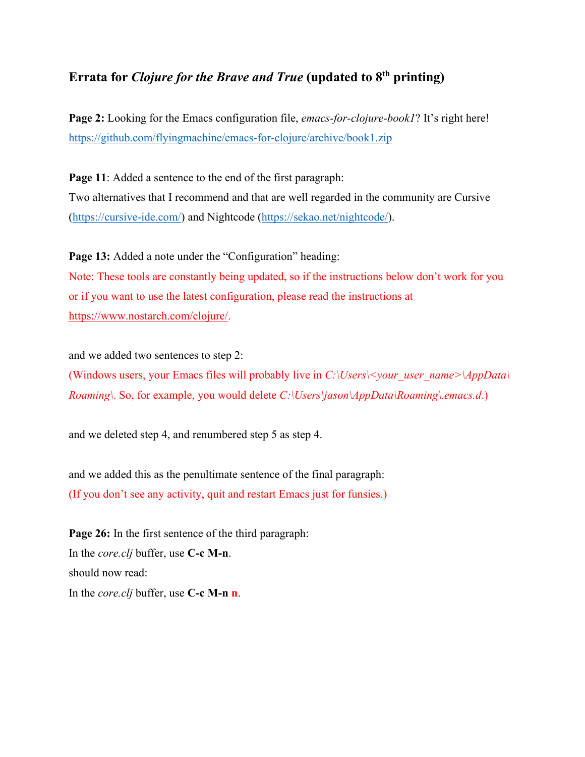## Errata for *Clojure for the Brave and True* (updated to 8th printing)

**Page 2:** Looking for the Emacs configuration file, *emacs-for-clojure-book1*? It's right here! https://github.com/flyingmachine/emacs-for-clojure/archive/book1.zip

**Page 11**: Added a sentence to the end of the first paragraph:
Two alternatives that I recommend and that are well regarded in the community are Cursive (https://cursive-ide.com/) and Nightcode (https://sekao.net/nightcode/).

**Page 13:** Added a note under the "Configuration" heading:
Note: These tools are constantly being updated, so if the instructions below don't work for you or if you want to use the latest configuration, please read the instructions at https://www.nostarch.com/clojure/.

and we added two sentences to step 2:
(Windows users, your Emacs files will probably live in *C:\Users\<your_user_name>\AppData\Roaming\*. So, for example, you would delete *C:\Users\jason\AppData\Roaming\.emacs.d*.)

and we deleted step 4, and renumbered step 5 as step 4.

and we added this as the penultimate sentence of the final paragraph:
(If you don't see any activity, quit and restart Emacs just for funsies.)

**Page 26:** In the first sentence of the third paragraph:
In the *core.clj* buffer, use **C-c M-n**.
should now read:
In the *core.clj* buffer, use **C-c M-n n**.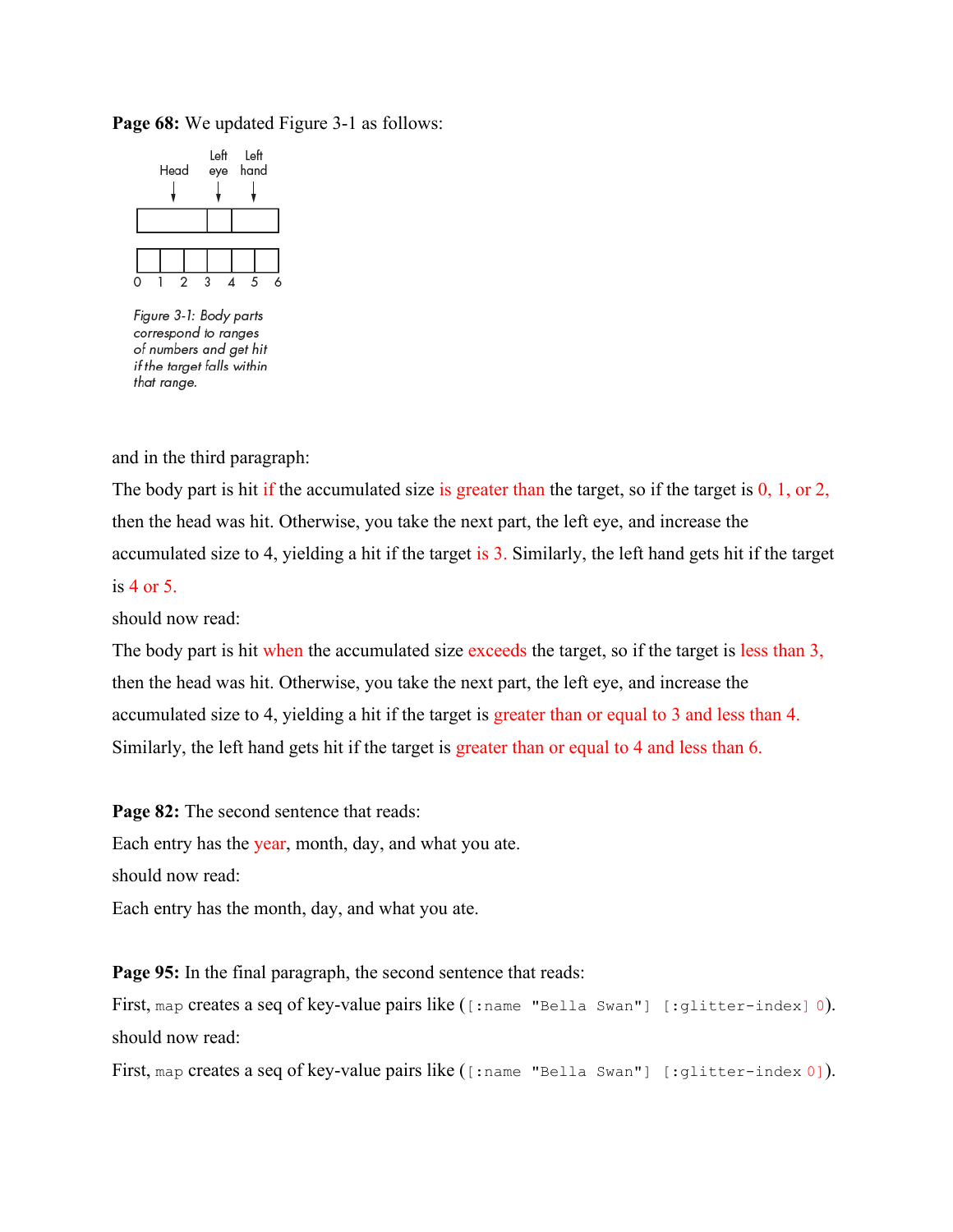**Page 68:** We updated Figure 3-1 as follows:

*Figure 3-1: Body parts correspond to ranges of numbers and get hit if the target falls within that range.*

and in the third paragraph:

The body part is hit if the accumulated size is greater than the target, so if the target is 0, 1, or 2, then the head was hit. Otherwise, you take the next part, the left eye, and increase the accumulated size to 4, yielding a hit if the target is 3. Similarly, the left hand gets hit if the target is 4 or 5.

should now read:

The body part is hit when the accumulated size exceeds the target, so if the target is less than 3, then the head was hit. Otherwise, you take the next part, the left eye, and increase the accumulated size to 4, yielding a hit if the target is greater than or equal to 3 and less than 4. Similarly, the left hand gets hit if the target is greater than or equal to 4 and less than 6.

**Page 82:** The second sentence that reads:

Each entry has the year, month, day, and what you ate.

should now read:

Each entry has the month, day, and what you ate.

**Page 95:** In the final paragraph, the second sentence that reads:

First, `map` creates a seq of key-value pairs like (`[:name "Bella Swan"] [:glitter-index] 0`).

should now read:

First, `map` creates a seq of key-value pairs like (`[:name "Bella Swan"] [:glitter-index 0]`).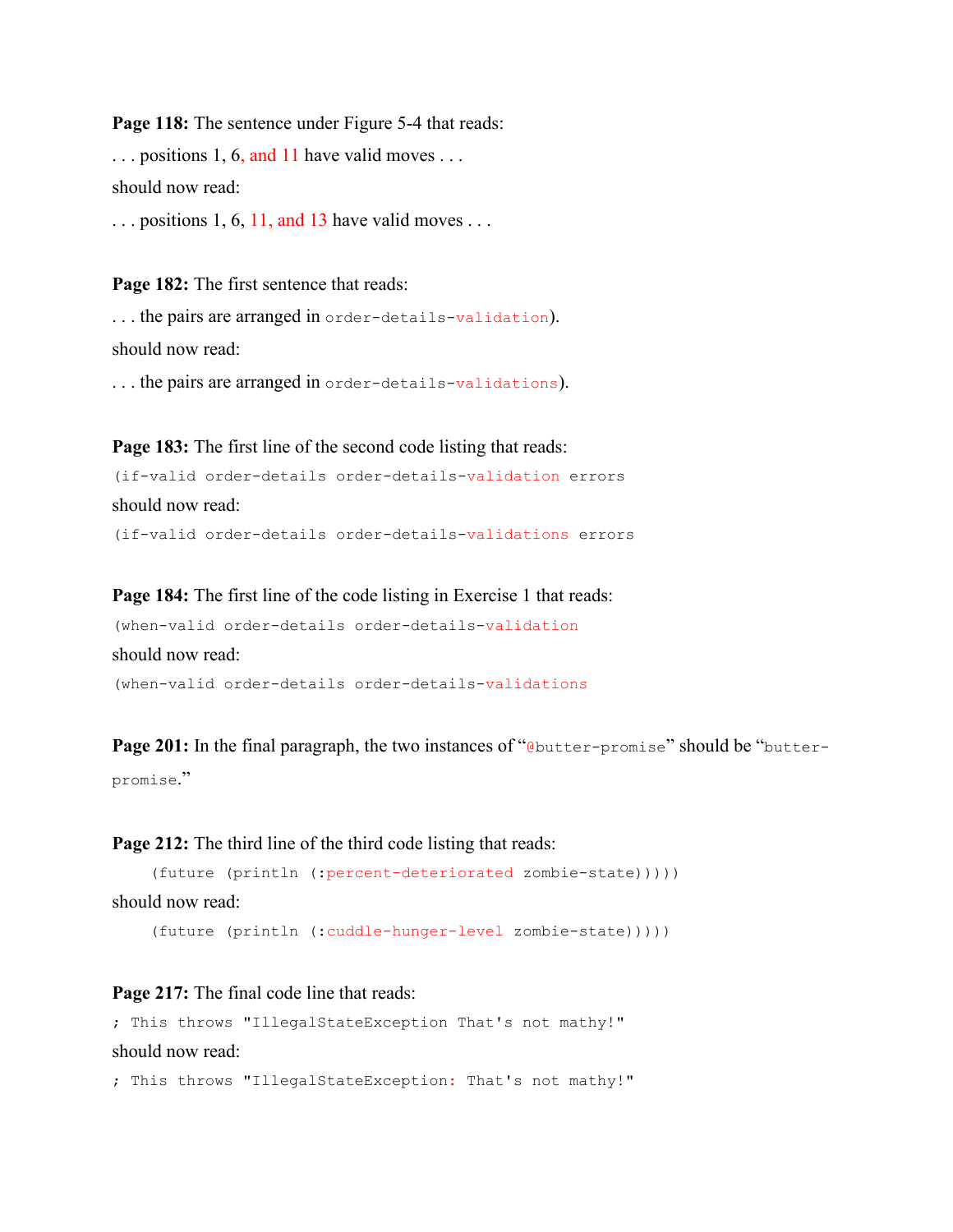**Page 118:** The sentence under Figure 5-4 that reads:

. . . positions 1, 6, and 11 have valid moves . . .

should now read:

. . . positions 1, 6, 11, and 13 have valid moves . . .

**Page 182:** The first sentence that reads:

. . . the pairs are arranged in `order-details-validation`).

should now read:

. . . the pairs are arranged in `order-details-validations`).

**Page 183:** The first line of the second code listing that reads:

```
(if-valid order-details order-details-validation errors
```

should now read:

```
(if-valid order-details order-details-validations errors
```

**Page 184:** The first line of the code listing in Exercise 1 that reads:

```
(when-valid order-details order-details-validation
```

should now read:

```
(when-valid order-details order-details-validations
```

**Page 201:** In the final paragraph, the two instances of "`@butter-promise`" should be "`butter-promise`."

**Page 212:** The third line of the third code listing that reads:

```
    (future (println (:percent-deteriorated zombie-state)))))
```

should now read:

```
    (future (println (:cuddle-hunger-level zombie-state)))))
```

**Page 217:** The final code line that reads:

```
; This throws "IllegalStateException That's not mathy!"
```

should now read:

```
; This throws "IllegalStateException: That's not mathy!"
```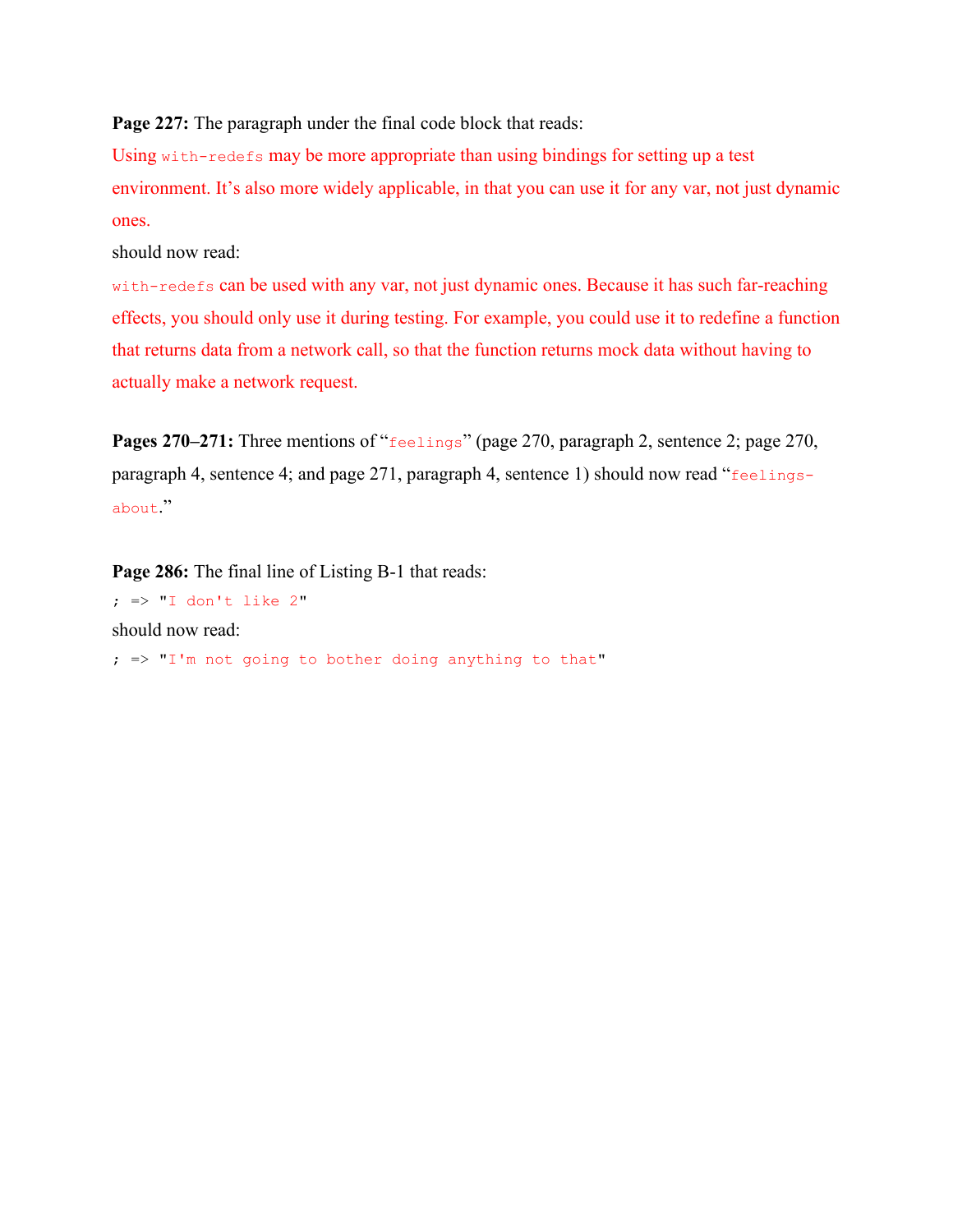**Page 227:** The paragraph under the final code block that reads:

Using `with-redefs` may be more appropriate than using bindings for setting up a test environment. It's also more widely applicable, in that you can use it for any var, not just dynamic ones.

should now read:

`with-redefs` can be used with any var, not just dynamic ones. Because it has such far-reaching effects, you should only use it during testing. For example, you could use it to redefine a function that returns data from a network call, so that the function returns mock data without having to actually make a network request.

**Pages 270–271:** Three mentions of "`feelings`" (page 270, paragraph 2, sentence 2; page 270, paragraph 4, sentence 4; and page 271, paragraph 4, sentence 1) should now read "`feelings-about`."

**Page 286:** The final line of Listing B-1 that reads:

```
; => "I don't like 2"
```

should now read:

```
; => "I'm not going to bother doing anything to that"
```